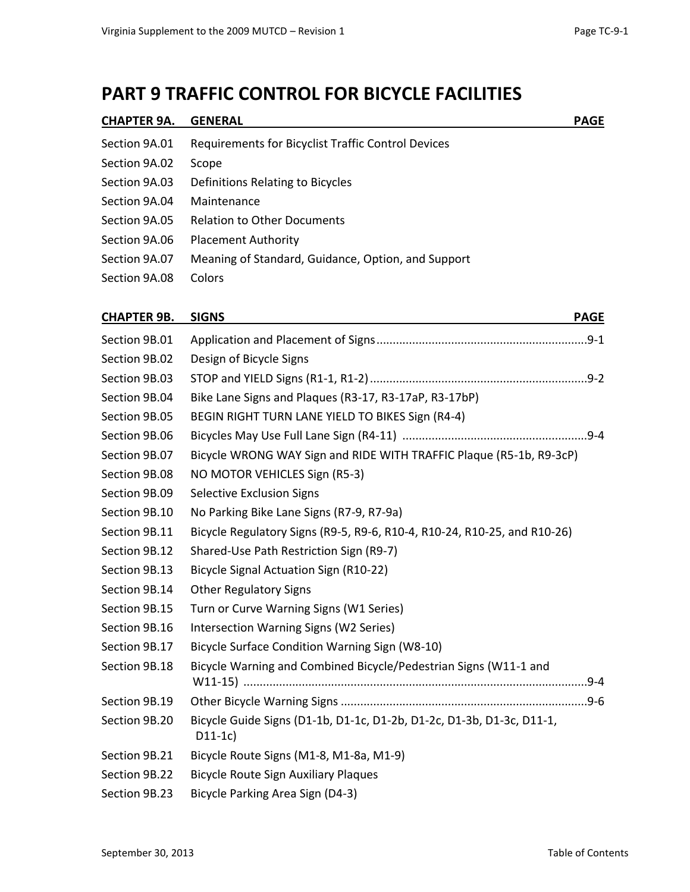# PART 9 TRAFFIC CONTROL FOR BICYCLE FACILITIES

| CHAPTER 9A. | GENERAL | PAGE |
|---|---|---|
| Section 9A.01 | Requirements for Bicyclist Traffic Control Devices | |
| Section 9A.02 | Scope | |
| Section 9A.03 | Definitions Relating to Bicycles | |
| Section 9A.04 | Maintenance | |
| Section 9A.05 | Relation to Other Documents | |
| Section 9A.06 | Placement Authority | |
| Section 9A.07 | Meaning of Standard, Guidance, Option, and Support | |
| Section 9A.08 | Colors | |

| CHAPTER 9B. | SIGNS | PAGE |
|---|---|---|
| Section 9B.01 | Application and Placement of Signs | 9-1 |
| Section 9B.02 | Design of Bicycle Signs | |
| Section 9B.03 | STOP and YIELD Signs (R1-1, R1-2) | 9-2 |
| Section 9B.04 | Bike Lane Signs and Plaques (R3-17, R3-17aP, R3-17bP) | |
| Section 9B.05 | BEGIN RIGHT TURN LANE YIELD TO BIKES Sign (R4-4) | |
| Section 9B.06 | Bicycles May Use Full Lane Sign (R4-11) | 9-4 |
| Section 9B.07 | Bicycle WRONG WAY Sign and RIDE WITH TRAFFIC Plaque (R5-1b, R9-3cP) | |
| Section 9B.08 | NO MOTOR VEHICLES Sign (R5-3) | |
| Section 9B.09 | Selective Exclusion Signs | |
| Section 9B.10 | No Parking Bike Lane Signs (R7-9, R7-9a) | |
| Section 9B.11 | Bicycle Regulatory Signs (R9-5, R9-6, R10-4, R10-24, R10-25, and R10-26) | |
| Section 9B.12 | Shared-Use Path Restriction Sign (R9-7) | |
| Section 9B.13 | Bicycle Signal Actuation Sign (R10-22) | |
| Section 9B.14 | Other Regulatory Signs | |
| Section 9B.15 | Turn or Curve Warning Signs (W1 Series) | |
| Section 9B.16 | Intersection Warning Signs (W2 Series) | |
| Section 9B.17 | Bicycle Surface Condition Warning Sign (W8-10) | |
| Section 9B.18 | Bicycle Warning and Combined Bicycle/Pedestrian Signs (W11-1 and W11-15) | 9-4 |
| Section 9B.19 | Other Bicycle Warning Signs | 9-6 |
| Section 9B.20 | Bicycle Guide Signs (D1-1b, D1-1c, D1-2b, D1-2c, D1-3b, D1-3c, D11-1, D11-1c) | |
| Section 9B.21 | Bicycle Route Signs (M1-8, M1-8a, M1-9) | |
| Section 9B.22 | Bicycle Route Sign Auxiliary Plaques | |
| Section 9B.23 | Bicycle Parking Area Sign (D4-3) | |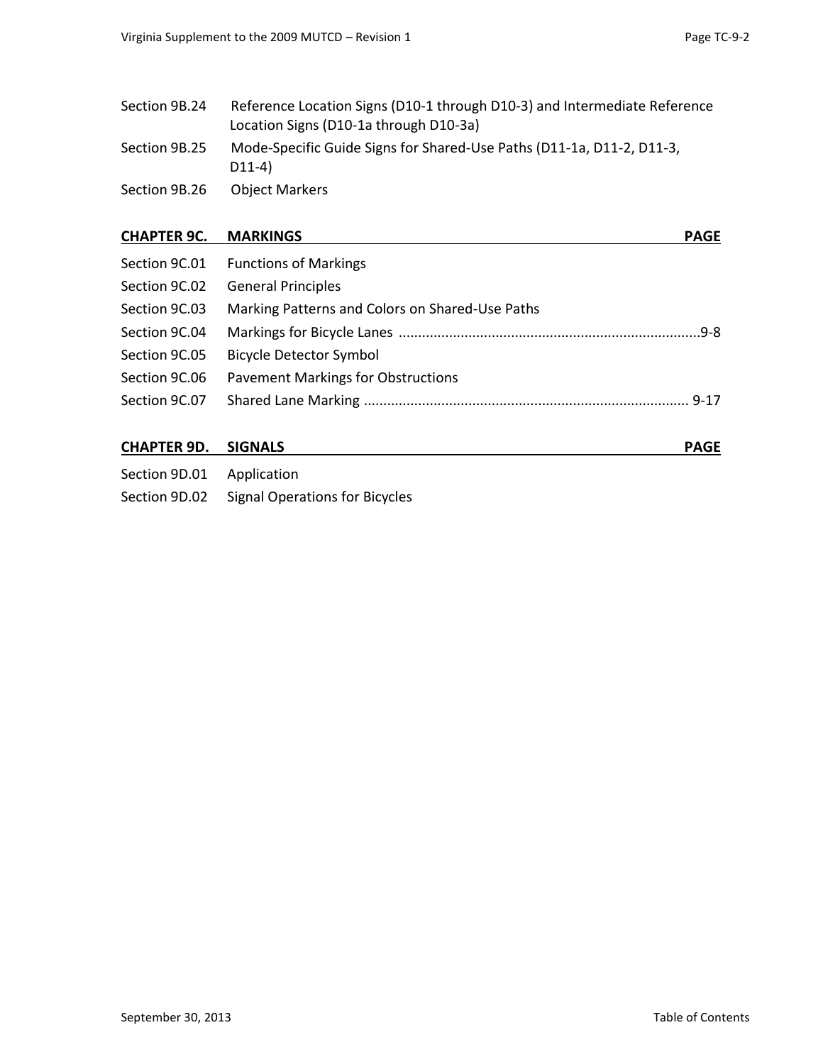Section 9B.24 Reference Location Signs (D10-1 through D10-3) and Intermediate Reference Location Signs (D10-1a through D10-3a)

Section 9B.25 Mode-Specific Guide Signs for Shared-Use Paths (D11-1a, D11-2, D11-3, D11-4)

Section 9B.26 Object Markers

## CHAPTER 9C. MARKINGS

| Section | Title | PAGE |
|---|---|---|
| Section 9C.01 | Functions of Markings | |
| Section 9C.02 | General Principles | |
| Section 9C.03 | Marking Patterns and Colors on Shared-Use Paths | |
| Section 9C.04 | Markings for Bicycle Lanes | 9-8 |
| Section 9C.05 | Bicycle Detector Symbol | |
| Section 9C.06 | Pavement Markings for Obstructions | |
| Section 9C.07 | Shared Lane Marking | 9-17 |

## CHAPTER 9D. SIGNALS

| Section | Title | PAGE |
|---|---|---|
| Section 9D.01 | Application | |
| Section 9D.02 | Signal Operations for Bicycles | |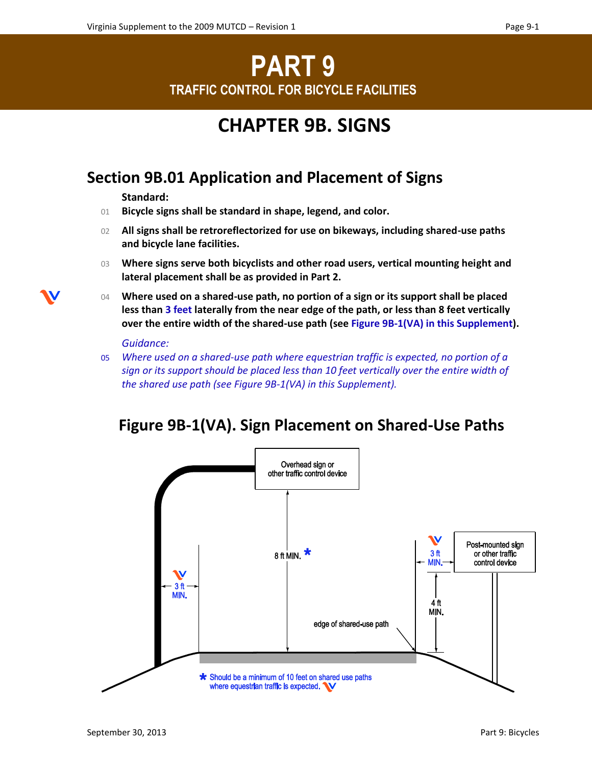# PART 9

## TRAFFIC CONTROL FOR BICYCLE FACILITIES

# CHAPTER 9B. SIGNS

## Section 9B.01 Application and Placement of Signs

**Standard:**

01 **Bicycle signs shall be standard in shape, legend, and color.**

02 **All signs shall be retroreflectorized for use on bikeways, including shared-use paths and bicycle lane facilities.**

03 **Where signs serve both bicyclists and other road users, vertical mounting height and lateral placement shall be as provided in Part 2.**

04 **Where used on a shared-use path, no portion of a sign or its support shall be placed less than 3 feet laterally from the near edge of the path, or less than 8 feet vertically over the entire width of the shared-use path (see Figure 9B-1(VA) in this Supplement).**

*Guidance:*

05 *Where used on a shared-use path where equestrian traffic is expected, no portion of a sign or its support should be placed less than 10 feet vertically over the entire width of the shared use path (see Figure 9B-1(VA) in this Supplement).*

### Figure 9B-1(VA). Sign Placement on Shared-Use Paths

Overhead sign or other traffic control device

8 ft MIN. *

3 ft MIN.

3 ft MIN.

Post-mounted sign or other traffic control device

4 ft MIN.

edge of shared-use path

* Should be a minimum of 10 feet on shared use paths where equestrian traffic is expected.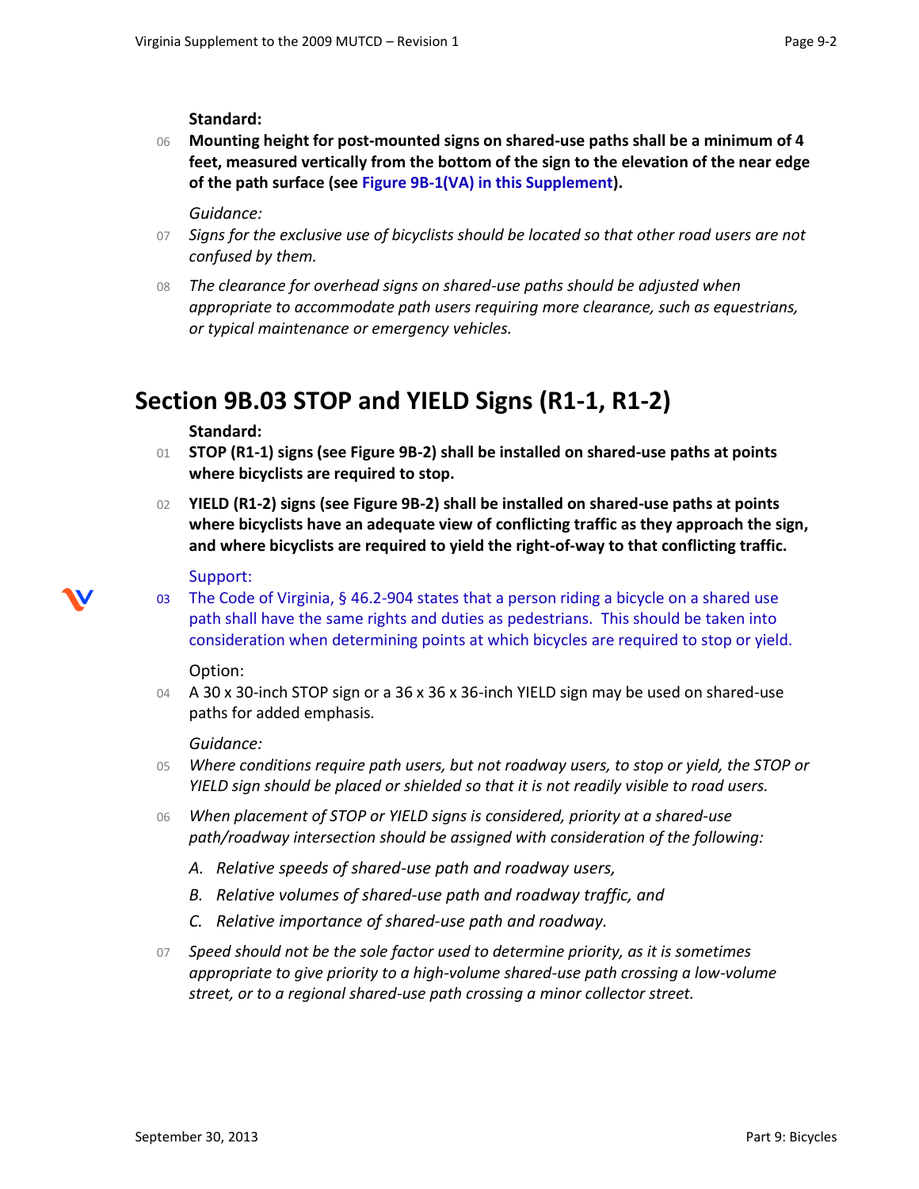**Standard:**

06 **Mounting height for post-mounted signs on shared-use paths shall be a minimum of 4 feet, measured vertically from the bottom of the sign to the elevation of the near edge of the path surface (see Figure 9B-1(VA) in this Supplement).**

*Guidance:*

07 *Signs for the exclusive use of bicyclists should be located so that other road users are not confused by them.*

08 *The clearance for overhead signs on shared-use paths should be adjusted when appropriate to accommodate path users requiring more clearance, such as equestrians, or typical maintenance or emergency vehicles.*

## Section 9B.03 STOP and YIELD Signs (R1-1, R1-2)

**Standard:**

01 **STOP (R1-1) signs (see Figure 9B-2) shall be installed on shared-use paths at points where bicyclists are required to stop.**

02 **YIELD (R1-2) signs (see Figure 9B-2) shall be installed on shared-use paths at points where bicyclists have an adequate view of conflicting traffic as they approach the sign, and where bicyclists are required to yield the right-of-way to that conflicting traffic.**

Support:

03 The Code of Virginia, § 46.2-904 states that a person riding a bicycle on a shared use path shall have the same rights and duties as pedestrians. This should be taken into consideration when determining points at which bicycles are required to stop or yield.

Option:

04 A 30 x 30-inch STOP sign or a 36 x 36 x 36-inch YIELD sign may be used on shared-use paths for added emphasis.

*Guidance:*

05 *Where conditions require path users, but not roadway users, to stop or yield, the STOP or YIELD sign should be placed or shielded so that it is not readily visible to road users.*

06 *When placement of STOP or YIELD signs is considered, priority at a shared-use path/roadway intersection should be assigned with consideration of the following:*

*A. Relative speeds of shared-use path and roadway users,*

*B. Relative volumes of shared-use path and roadway traffic, and*

*C. Relative importance of shared-use path and roadway.*

07 *Speed should not be the sole factor used to determine priority, as it is sometimes appropriate to give priority to a high-volume shared-use path crossing a low-volume street, or to a regional shared-use path crossing a minor collector street.*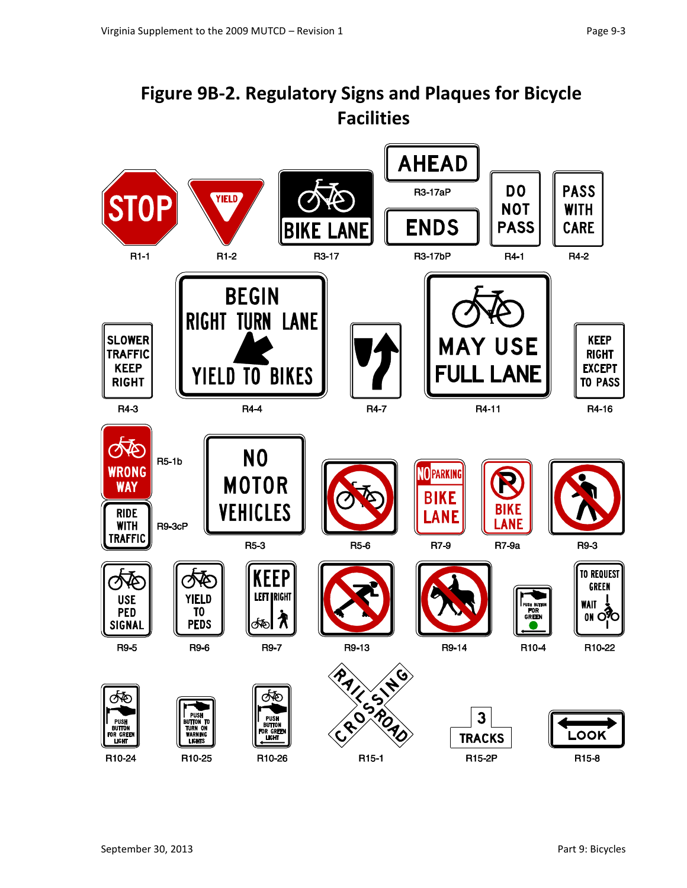# Figure 9B-2. Regulatory Signs and Plaques for Bicycle Facilities

STOP — R1-1

YIELD — R1-2

BIKE LANE — R3-17

AHEAD — R3-17aP

ENDS — R3-17bP

DO NOT PASS — R4-1

PASS WITH CARE — R4-2

SLOWER TRAFFIC KEEP RIGHT — R4-3

BEGIN RIGHT TURN LANE YIELD TO BIKES — R4-4

R4-7

MAY USE FULL LANE — R4-11

KEEP RIGHT EXCEPT TO PASS — R4-16

WRONG WAY — R5-1b

RIDE WITH TRAFFIC — R9-3cP

NO MOTOR VEHICLES — R5-3

R5-6

NO PARKING BIKE LANE — R7-9

BIKE LANE — R7-9a

R9-3

USE PED SIGNAL — R9-5

YIELD TO PEDS — R9-6

KEEP LEFT RIGHT — R9-7

R9-13

R9-14

PUSH BUTTON FOR GREEN — R10-4

TO REQUEST GREEN WAIT ON — R10-22

PUSH BUTTON FOR GREEN LIGHT — R10-24

PUSH BUTTON TO TURN ON WARNING LIGHTS — R10-25

PUSH BUTTON FOR GREEN LIGHT — R10-26

RAILROAD CROSSING — R15-1

3 TRACKS — R15-2P

LOOK — R15-8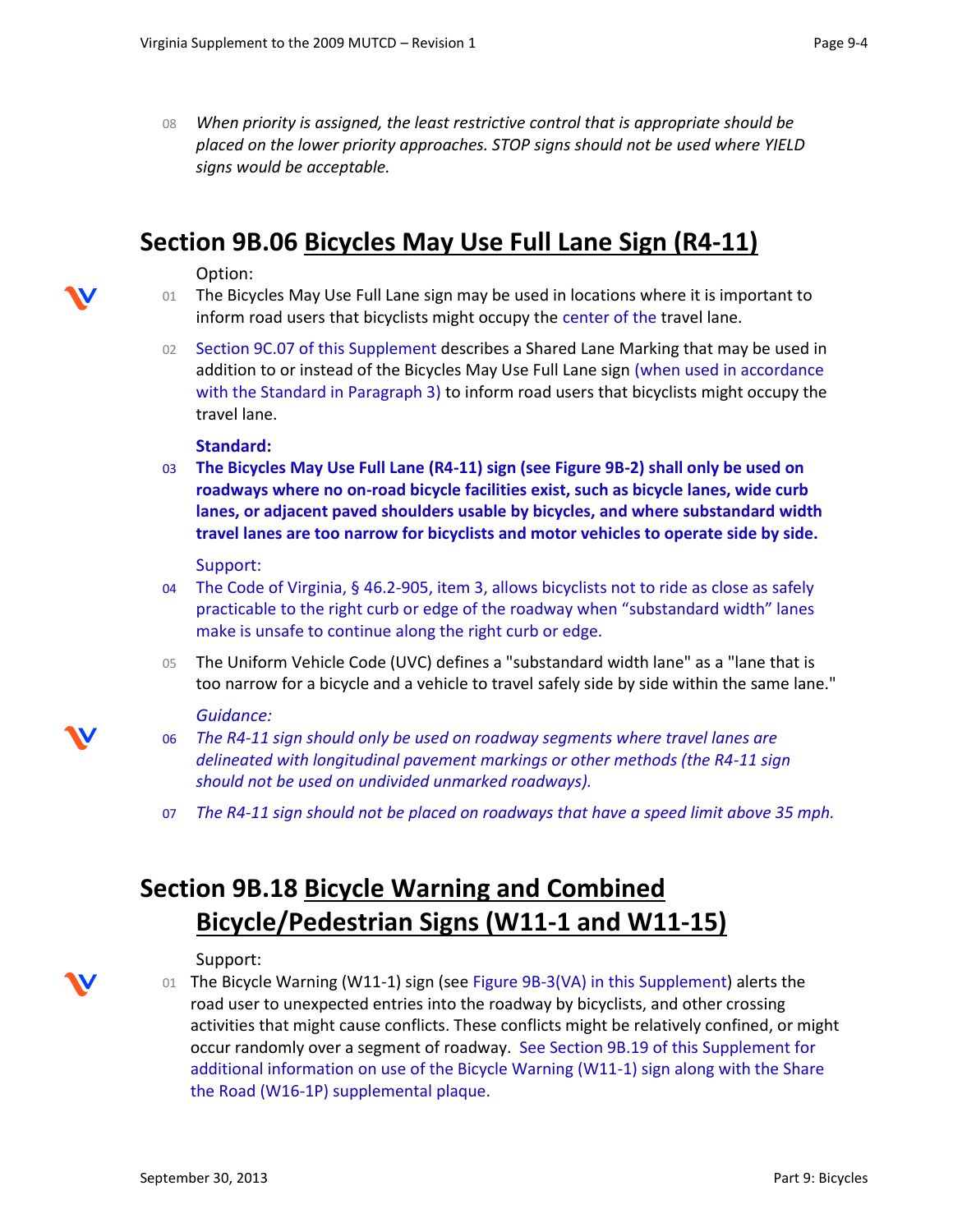08 *When priority is assigned, the least restrictive control that is appropriate should be placed on the lower priority approaches. STOP signs should not be used where YIELD signs would be acceptable.*

## Section 9B.06 Bicycles May Use Full Lane Sign (R4-11)

Option:

01 The Bicycles May Use Full Lane sign may be used in locations where it is important to inform road users that bicyclists might occupy the center of the travel lane.

02 Section 9C.07 of this Supplement describes a Shared Lane Marking that may be used in addition to or instead of the Bicycles May Use Full Lane sign (when used in accordance with the Standard in Paragraph 3) to inform road users that bicyclists might occupy the travel lane.

**Standard:**

03 **The Bicycles May Use Full Lane (R4-11) sign (see Figure 9B-2) shall only be used on roadways where no on-road bicycle facilities exist, such as bicycle lanes, wide curb lanes, or adjacent paved shoulders usable by bicycles, and where substandard width travel lanes are too narrow for bicyclists and motor vehicles to operate side by side.**

Support:

04 The Code of Virginia, § 46.2-905, item 3, allows bicyclists not to ride as close as safely practicable to the right curb or edge of the roadway when "substandard width" lanes make is unsafe to continue along the right curb or edge.

05 The Uniform Vehicle Code (UVC) defines a "substandard width lane" as a "lane that is too narrow for a bicycle and a vehicle to travel safely side by side within the same lane."

*Guidance:*

06 *The R4-11 sign should only be used on roadway segments where travel lanes are delineated with longitudinal pavement markings or other methods (the R4-11 sign should not be used on undivided unmarked roadways).*

07 *The R4-11 sign should not be placed on roadways that have a speed limit above 35 mph.*

## Section 9B.18 Bicycle Warning and Combined Bicycle/Pedestrian Signs (W11-1 and W11-15)

Support:

01 The Bicycle Warning (W11-1) sign (see Figure 9B-3(VA) in this Supplement) alerts the road user to unexpected entries into the roadway by bicyclists, and other crossing activities that might cause conflicts. These conflicts might be relatively confined, or might occur randomly over a segment of roadway. See Section 9B.19 of this Supplement for additional information on use of the Bicycle Warning (W11-1) sign along with the Share the Road (W16-1P) supplemental plaque.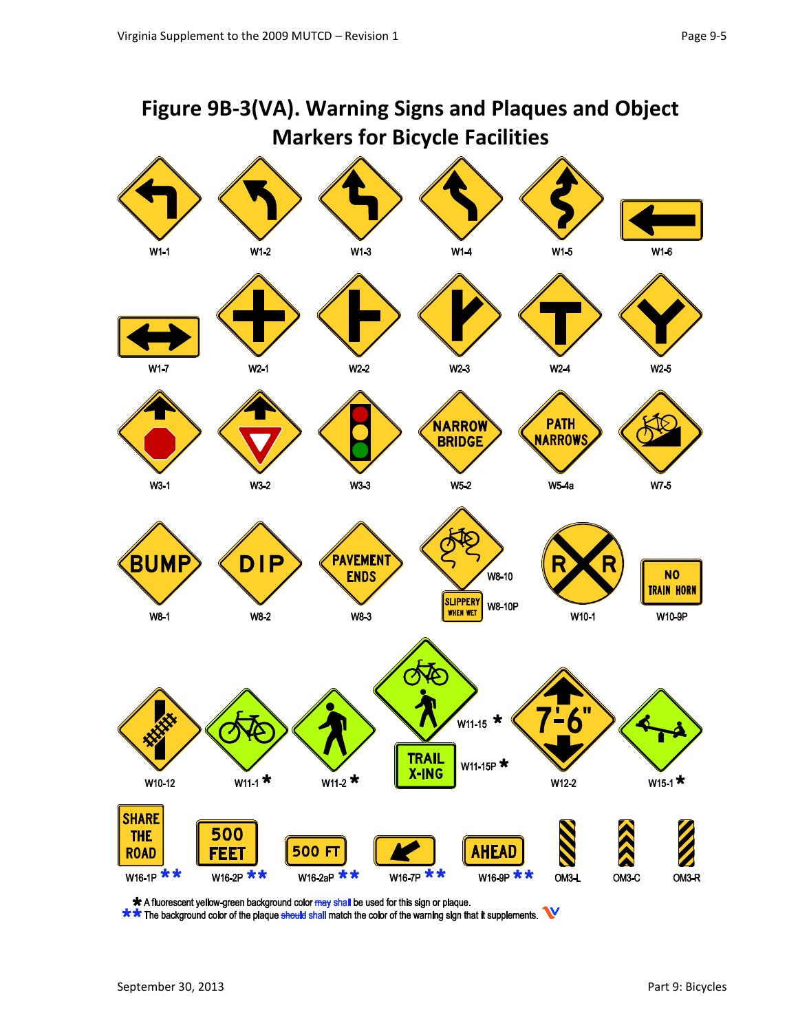# Figure 9B-3(VA). Warning Signs and Plaques and Object Markers for Bicycle Facilities

W1-1 W1-2 W1-3 W1-4 W1-5 W1-6

W1-7 W2-1 W2-2 W2-3 W2-4 W2-5

W3-1 W3-2 W3-3 W5-2 W5-4a W7-5

BUMP W8-1 DIP W8-2 PAVEMENT ENDS W8-3 W8-10 SLIPPERY WHEN WET W8-10P W10-1 NO TRAIN HORN W10-9P

W10-12 W11-1 * W11-2 * W11-15 * TRAIL X-ING W11-15P * W12-2 W15-1 *

SHARE THE ROAD W16-1P ** 500 FEET W16-2P ** 500 FT W16-2aP ** W16-7P ** AHEAD W16-9P ** OM3-L OM3-C OM3-R

* A fluorescent yellow-green background color ~~may~~ shall be used for this sign or plaque.

** The background color of the plaque ~~should~~ shall match the color of the warning sign that it supplements.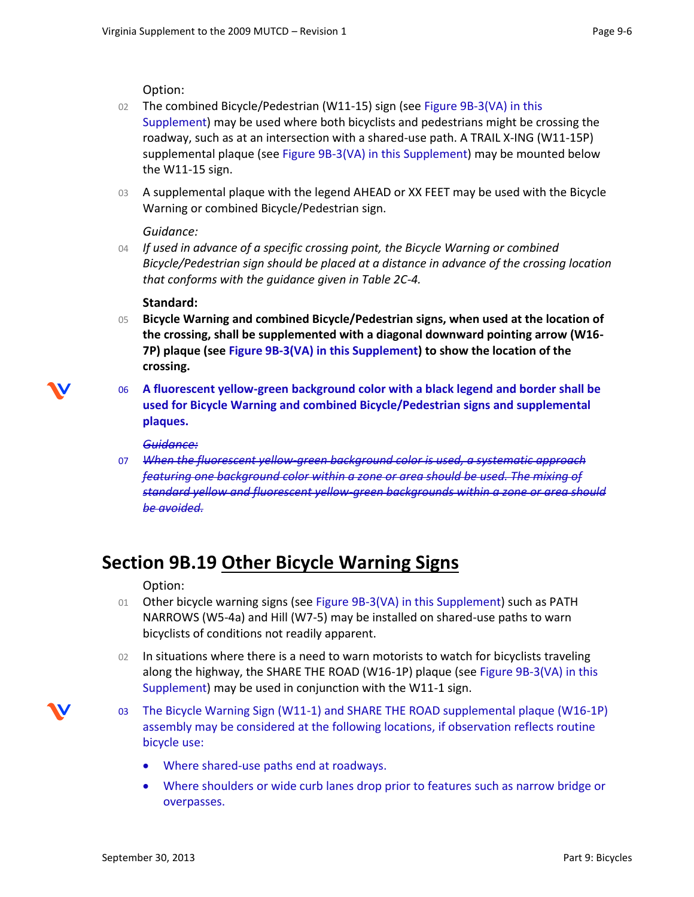Option:

02 The combined Bicycle/Pedestrian (W11-15) sign (see Figure 9B-3(VA) in this Supplement) may be used where both bicyclists and pedestrians might be crossing the roadway, such as at an intersection with a shared-use path. A TRAIL X-ING (W11-15P) supplemental plaque (see Figure 9B-3(VA) in this Supplement) may be mounted below the W11-15 sign.

03 A supplemental plaque with the legend AHEAD or XX FEET may be used with the Bicycle Warning or combined Bicycle/Pedestrian sign.

*Guidance:*

04 *If used in advance of a specific crossing point, the Bicycle Warning or combined Bicycle/Pedestrian sign should be placed at a distance in advance of the crossing location that conforms with the guidance given in Table 2C-4.*

**Standard:**

05 **Bicycle Warning and combined Bicycle/Pedestrian signs, when used at the location of the crossing, shall be supplemented with a diagonal downward pointing arrow (W16-7P) plaque (see Figure 9B-3(VA) in this Supplement) to show the location of the crossing.**

06 **A fluorescent yellow-green background color with a black legend and border shall be used for Bicycle Warning and combined Bicycle/Pedestrian signs and supplemental plaques.**

~~*Guidance:*~~

07 ~~*When the fluorescent yellow-green background color is used, a systematic approach featuring one background color within a zone or area should be used. The mixing of standard yellow and fluorescent yellow-green backgrounds within a zone or area should be avoided.*~~

## Section 9B.19 Other Bicycle Warning Signs

Option:

01 Other bicycle warning signs (see Figure 9B-3(VA) in this Supplement) such as PATH NARROWS (W5-4a) and Hill (W7-5) may be installed on shared-use paths to warn bicyclists of conditions not readily apparent.

02 In situations where there is a need to warn motorists to watch for bicyclists traveling along the highway, the SHARE THE ROAD (W16-1P) plaque (see Figure 9B-3(VA) in this Supplement) may be used in conjunction with the W11-1 sign.

03 The Bicycle Warning Sign (W11-1) and SHARE THE ROAD supplemental plaque (W16-1P) assembly may be considered at the following locations, if observation reflects routine bicycle use:

- Where shared-use paths end at roadways.
- Where shoulders or wide curb lanes drop prior to features such as narrow bridge or overpasses.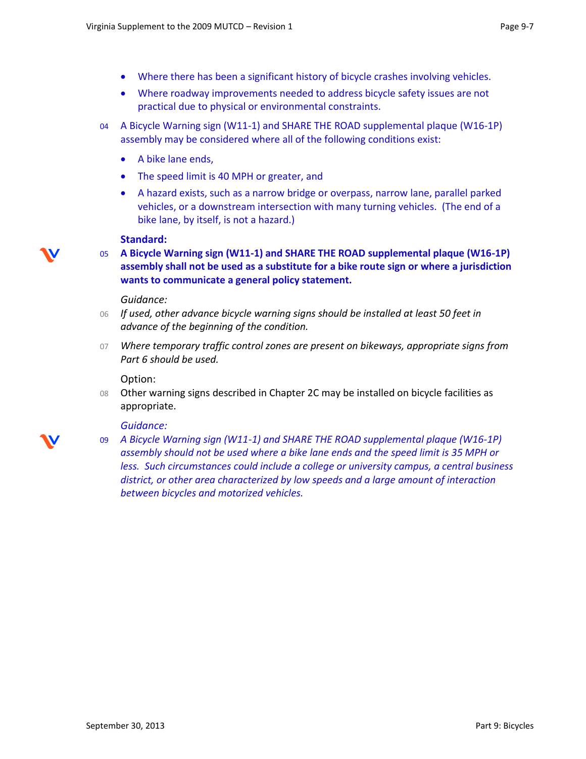- Where there has been a significant history of bicycle crashes involving vehicles.
- Where roadway improvements needed to address bicycle safety issues are not practical due to physical or environmental constraints.

04 A Bicycle Warning sign (W11-1) and SHARE THE ROAD supplemental plaque (W16-1P) assembly may be considered where all of the following conditions exist:

- A bike lane ends,
- The speed limit is 40 MPH or greater, and
- A hazard exists, such as a narrow bridge or overpass, narrow lane, parallel parked vehicles, or a downstream intersection with many turning vehicles. (The end of a bike lane, by itself, is not a hazard.)

**Standard:**

05 **A Bicycle Warning sign (W11-1) and SHARE THE ROAD supplemental plaque (W16-1P) assembly shall not be used as a substitute for a bike route sign or where a jurisdiction wants to communicate a general policy statement.**

*Guidance:*

06 *If used, other advance bicycle warning signs should be installed at least 50 feet in advance of the beginning of the condition.*

07 *Where temporary traffic control zones are present on bikeways, appropriate signs from Part 6 should be used.*

Option:

08 Other warning signs described in Chapter 2C may be installed on bicycle facilities as appropriate.

*Guidance:*

09 *A Bicycle Warning sign (W11-1) and SHARE THE ROAD supplemental plaque (W16-1P) assembly should not be used where a bike lane ends and the speed limit is 35 MPH or less. Such circumstances could include a college or university campus, a central business district, or other area characterized by low speeds and a large amount of interaction between bicycles and motorized vehicles.*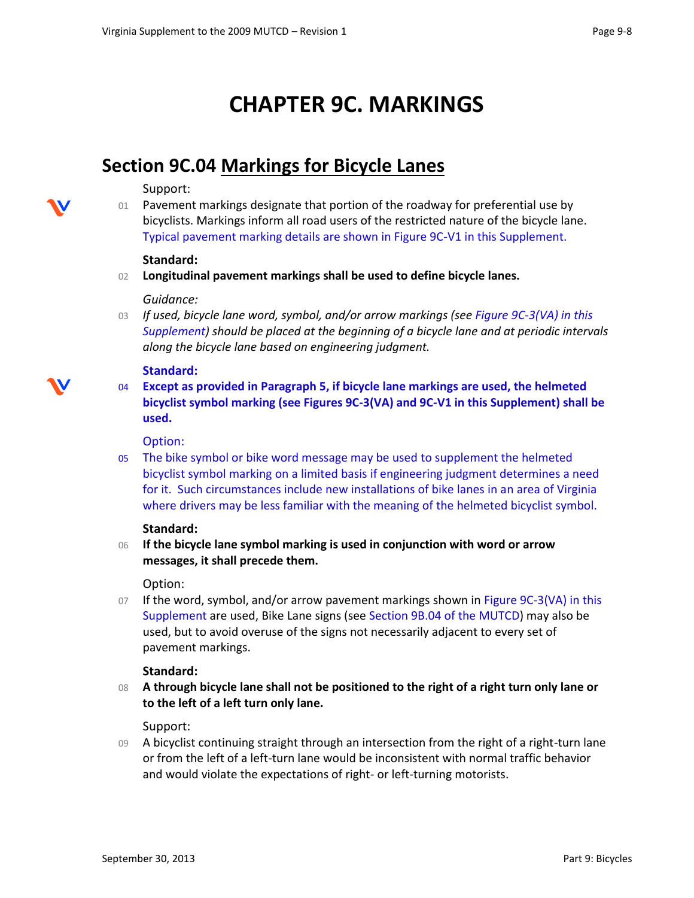# CHAPTER 9C. MARKINGS

## Section 9C.04 Markings for Bicycle Lanes

Support:

01 Pavement markings designate that portion of the roadway for preferential use by bicyclists. Markings inform all road users of the restricted nature of the bicycle lane. Typical pavement marking details are shown in Figure 9C-V1 in this Supplement.

**Standard:**

02 **Longitudinal pavement markings shall be used to define bicycle lanes.**

*Guidance:*

03 *If used, bicycle lane word, symbol, and/or arrow markings (see Figure 9C-3(VA) in this Supplement) should be placed at the beginning of a bicycle lane and at periodic intervals along the bicycle lane based on engineering judgment.*

**Standard:**

04 **Except as provided in Paragraph 5, if bicycle lane markings are used, the helmeted bicyclist symbol marking (see Figures 9C-3(VA) and 9C-V1 in this Supplement) shall be used.**

Option:

05 The bike symbol or bike word message may be used to supplement the helmeted bicyclist symbol marking on a limited basis if engineering judgment determines a need for it. Such circumstances include new installations of bike lanes in an area of Virginia where drivers may be less familiar with the meaning of the helmeted bicyclist symbol.

**Standard:**

06 **If the bicycle lane symbol marking is used in conjunction with word or arrow messages, it shall precede them.**

Option:

07 If the word, symbol, and/or arrow pavement markings shown in Figure 9C-3(VA) in this Supplement are used, Bike Lane signs (see Section 9B.04 of the MUTCD) may also be used, but to avoid overuse of the signs not necessarily adjacent to every set of pavement markings.

**Standard:**

08 **A through bicycle lane shall not be positioned to the right of a right turn only lane or to the left of a left turn only lane.**

Support:

09 A bicyclist continuing straight through an intersection from the right of a right-turn lane or from the left of a left-turn lane would be inconsistent with normal traffic behavior and would violate the expectations of right- or left-turning motorists.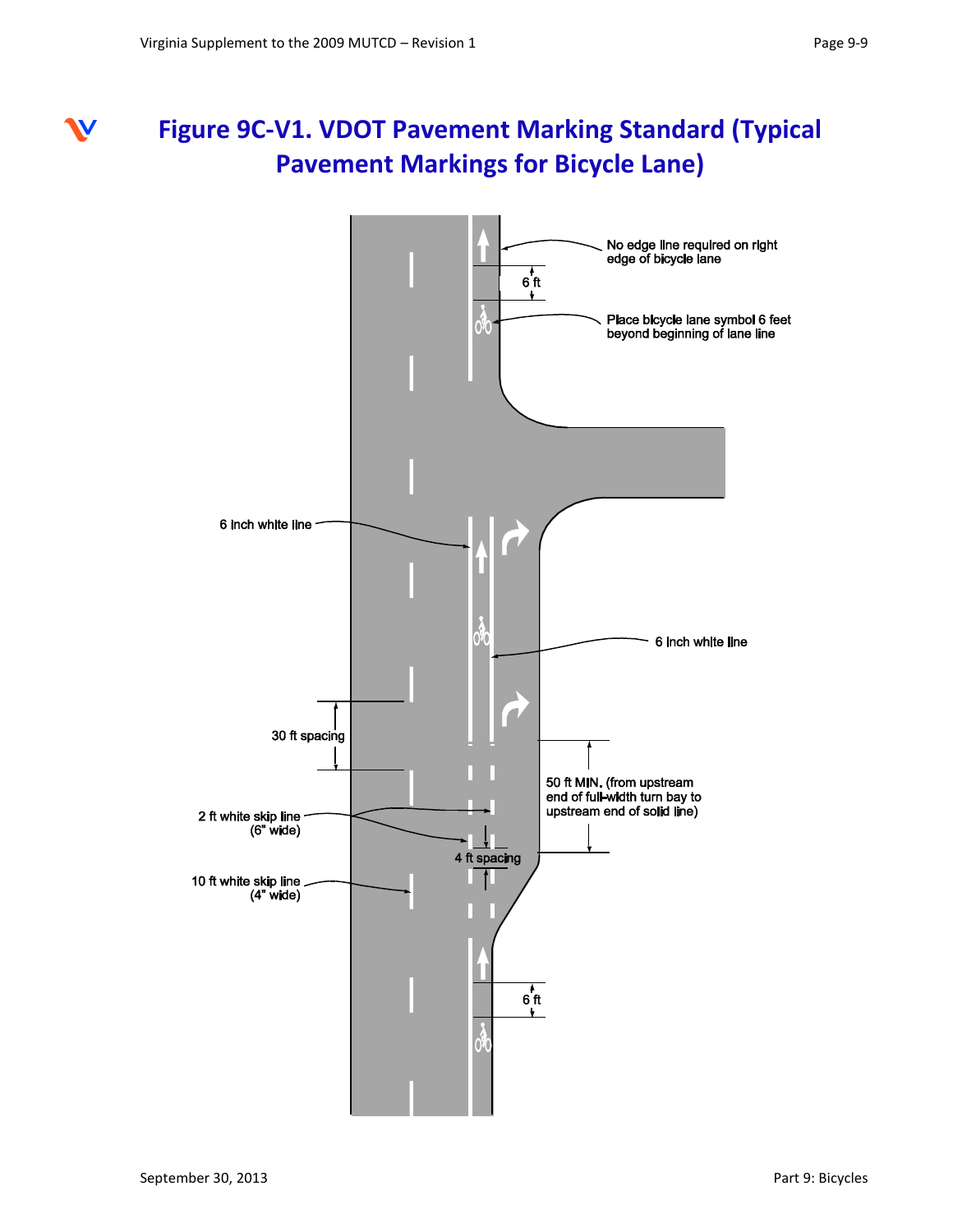# Figure 9C-V1. VDOT Pavement Marking Standard (Typical Pavement Markings for Bicycle Lane)

No edge line required on right edge of bicycle lane

6 ft

Place bicycle lane symbol 6 feet beyond beginning of lane line

6 inch white line

6 inch white line

30 ft spacing

50 ft MIN. (from upstream end of full-width turn bay to upstream end of solid line)

2 ft white skip line (6" wide)

4 ft spacing

10 ft white skip line (4" wide)

6 ft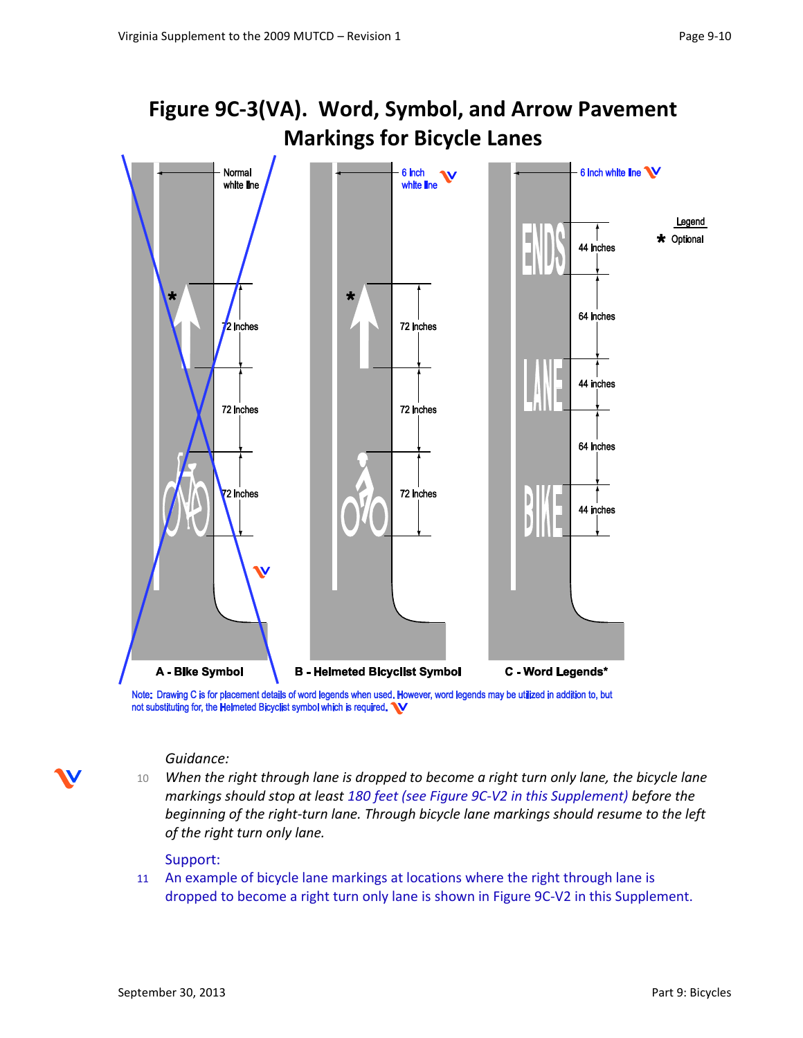# Figure 9C-3(VA). Word, Symbol, and Arrow Pavement Markings for Bicycle Lanes

Normal white line

72 Inches

72 Inches

72 Inches

A - Bike Symbol

6 Inch white line

72 Inches

72 Inches

72 Inches

B - Helmeted Bicyclist Symbol

6 Inch white line

ENDS

44 Inches

64 Inches

LANE

44 inches

64 Inches

BIKE

44 inches

C - Word Legends*

Legend

\* Optional

Note: Drawing C is for placement details of word legends when used. However, word legends may be utilized in addition to, but not substituting for, the Helmeted Bicyclist symbol which is required.

*Guidance:*

10 *When the right through lane is dropped to become a right turn only lane, the bicycle lane markings should stop at least 180 feet (see Figure 9C-V2 in this Supplement) before the beginning of the right-turn lane. Through bicycle lane markings should resume to the left of the right turn only lane.*

Support:

11 An example of bicycle lane markings at locations where the right through lane is dropped to become a right turn only lane is shown in Figure 9C-V2 in this Supplement.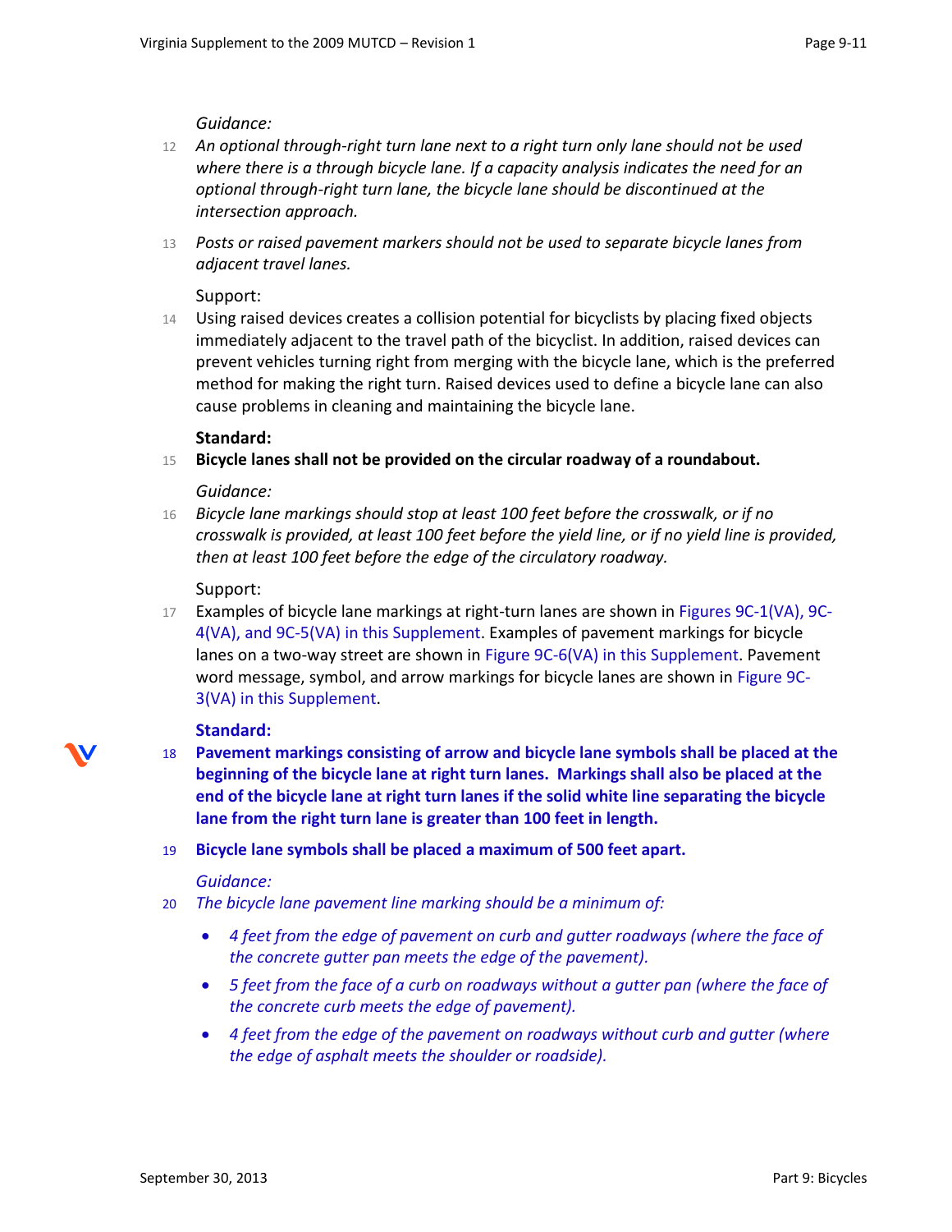*Guidance:*

12 *An optional through-right turn lane next to a right turn only lane should not be used where there is a through bicycle lane. If a capacity analysis indicates the need for an optional through-right turn lane, the bicycle lane should be discontinued at the intersection approach.*

13 *Posts or raised pavement markers should not be used to separate bicycle lanes from adjacent travel lanes.*

Support:

14 Using raised devices creates a collision potential for bicyclists by placing fixed objects immediately adjacent to the travel path of the bicyclist. In addition, raised devices can prevent vehicles turning right from merging with the bicycle lane, which is the preferred method for making the right turn. Raised devices used to define a bicycle lane can also cause problems in cleaning and maintaining the bicycle lane.

**Standard:**

15 **Bicycle lanes shall not be provided on the circular roadway of a roundabout.**

*Guidance:*

16 *Bicycle lane markings should stop at least 100 feet before the crosswalk, or if no crosswalk is provided, at least 100 feet before the yield line, or if no yield line is provided, then at least 100 feet before the edge of the circulatory roadway.*

Support:

17 Examples of bicycle lane markings at right-turn lanes are shown in Figures 9C-1(VA), 9C-4(VA), and 9C-5(VA) in this Supplement. Examples of pavement markings for bicycle lanes on a two-way street are shown in Figure 9C-6(VA) in this Supplement. Pavement word message, symbol, and arrow markings for bicycle lanes are shown in Figure 9C-3(VA) in this Supplement.

**Standard:**

18 **Pavement markings consisting of arrow and bicycle lane symbols shall be placed at the beginning of the bicycle lane at right turn lanes. Markings shall also be placed at the end of the bicycle lane at right turn lanes if the solid white line separating the bicycle lane from the right turn lane is greater than 100 feet in length.**

19 **Bicycle lane symbols shall be placed a maximum of 500 feet apart.**

*Guidance:*

20 *The bicycle lane pavement line marking should be a minimum of:*

- *4 feet from the edge of pavement on curb and gutter roadways (where the face of the concrete gutter pan meets the edge of the pavement).*
- *5 feet from the face of a curb on roadways without a gutter pan (where the face of the concrete curb meets the edge of pavement).*
- *4 feet from the edge of the pavement on roadways without curb and gutter (where the edge of asphalt meets the shoulder or roadside).*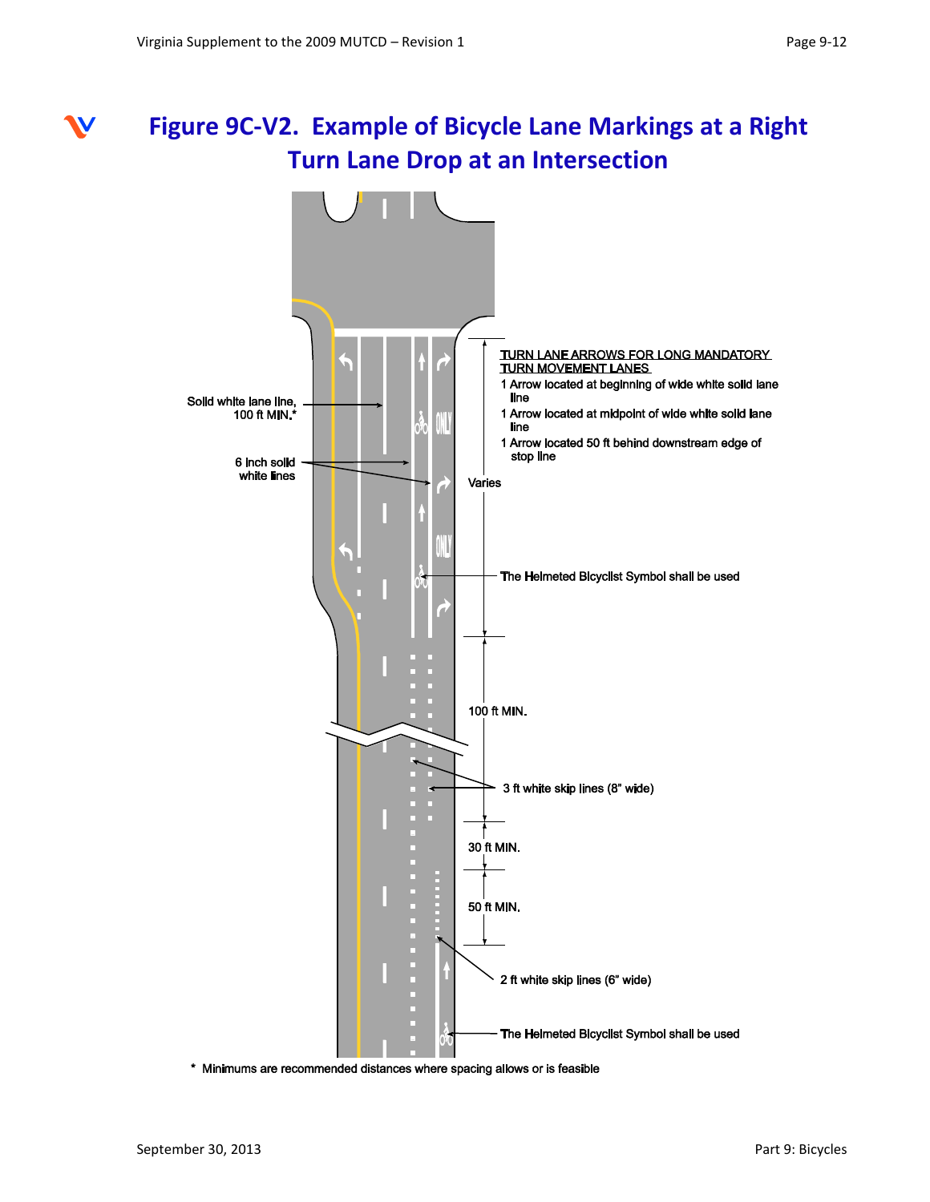# Figure 9C-V2. Example of Bicycle Lane Markings at a Right Turn Lane Drop at an Intersection

Solid white lane line, 100 ft MIN.*

6 inch solid white lines

TURN LANE ARROWS FOR LONG MANDATORY TURN MOVEMENT LANES

1 Arrow located at beginning of wide white solid lane line

1 Arrow located at midpoint of wide white solid lane line

1 Arrow located 50 ft behind downstream edge of stop line

Varies

The Helmeted Bicyclist Symbol shall be used

100 ft MIN.

3 ft white skip lines (8" wide)

30 ft MIN.

50 ft MIN.

2 ft white skip lines (6" wide)

The Helmeted Bicyclist Symbol shall be used

\* Minimums are recommended distances where spacing allows or is feasible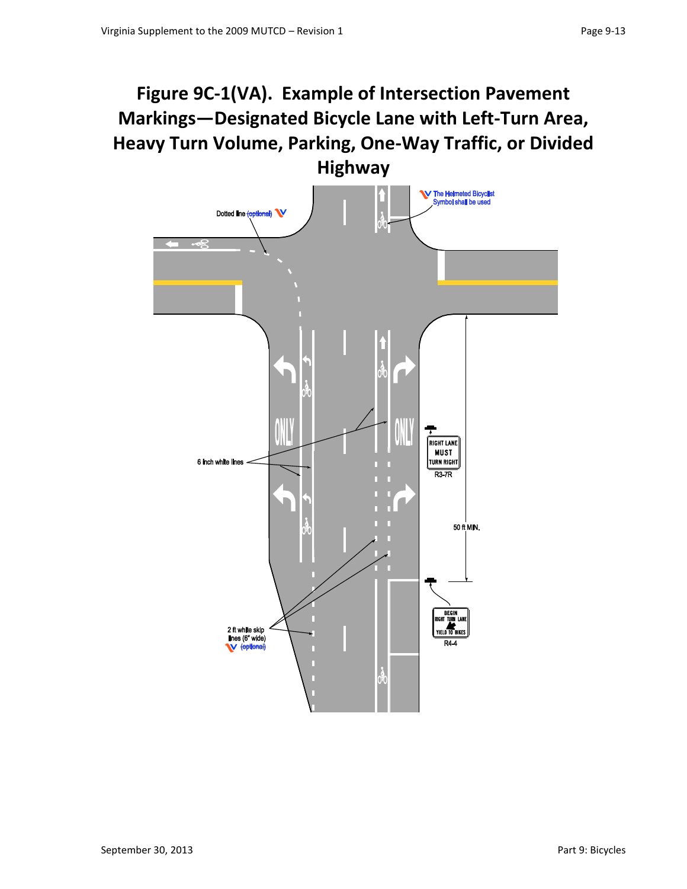# Figure 9C-1(VA). Example of Intersection Pavement Markings—Designated Bicycle Lane with Left-Turn Area, Heavy Turn Volume, Parking, One-Way Traffic, or Divided Highway

Dotted line ~~(optional)~~

The Helmeted Bicyclist Symbol shall be used

6 inch white lines

RIGHT LANE MUST TURN RIGHT

R3-7R

50 ft MIN.

BEGIN RIGHT TURN LANE YIELD TO BIKES

R4-4

2 ft white skip lines (6" wide) ~~(optional)~~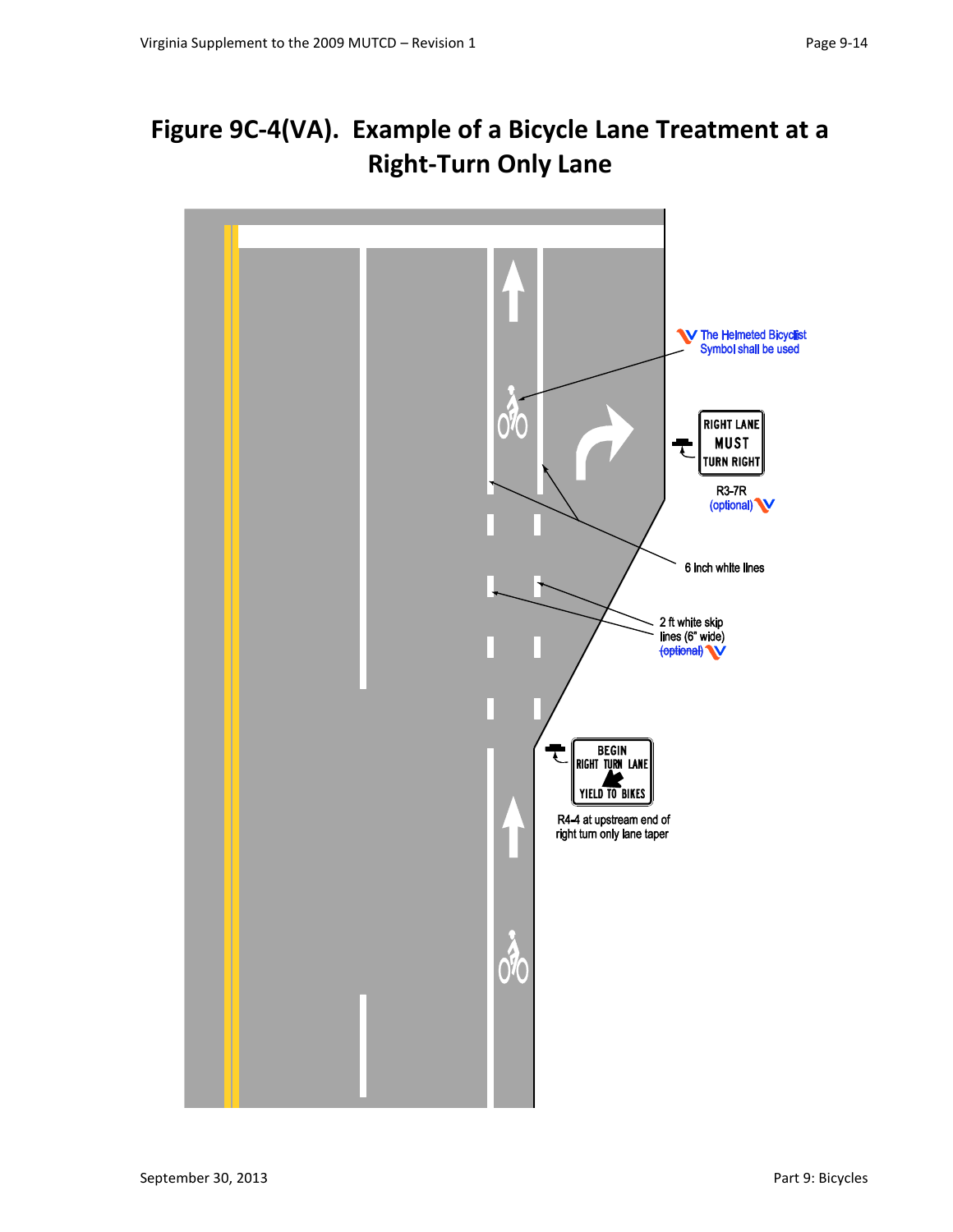# Figure 9C-4(VA). Example of a Bicycle Lane Treatment at a Right-Turn Only Lane

The Helmeted Bicyclist Symbol shall be used

RIGHT LANE MUST TURN RIGHT

R3-7R (optional)

6 inch white lines

2 ft white skip lines (6" wide) ~~(optional)~~

BEGIN RIGHT TURN LANE YIELD TO BIKES

R4-4 at upstream end of right turn only lane taper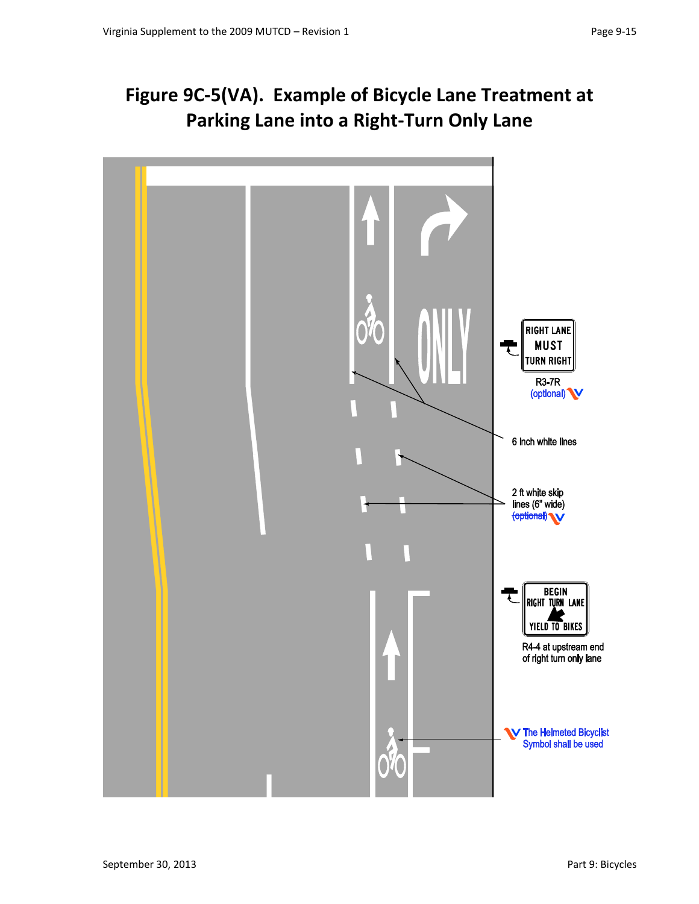# Figure 9C-5(VA). Example of Bicycle Lane Treatment at Parking Lane into a Right-Turn Only Lane

ONLY

RIGHT LANE MUST TURN RIGHT

R3-7R (optional)

6 inch white lines

2 ft white skip lines (6" wide) ~~(optional)~~

BEGIN RIGHT TURN LANE YIELD TO BIKES

R4-4 at upstream end of right turn only lane

The Helmeted Bicyclist Symbol shall be used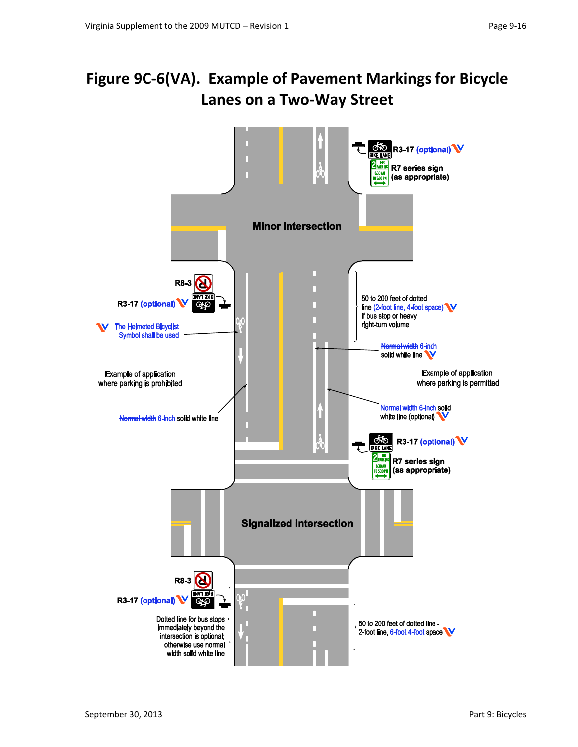# Figure 9C-6(VA). Example of Pavement Markings for Bicycle Lanes on a Two-Way Street

R3-17 (optional)

R7 series sign (as appropriate)

Minor intersection

R8-3

R3-17 (optional)

The Helmeted Bicyclist Symbol shall be used

50 to 200 feet of dotted line (2-foot line, 4-foot space) If bus stop or heavy right-turn volume

~~Normal width 6-inch~~ solid white line

Example of application where parking is prohibited

Example of application where parking is permitted

~~Normal width 6-inch~~ solid white line

~~Normal width 6-inch~~ solid white line (optional)

R3-17 (optional)

R7 series sign (as appropriate)

Signalized Intersection

R8-3

R3-17 (optional)

Dotted line for bus stops immediately beyond the intersection is optional; otherwise use normal width solid white line

50 to 200 feet of dotted line - 2-foot line, ~~6-feet~~ 4-foot space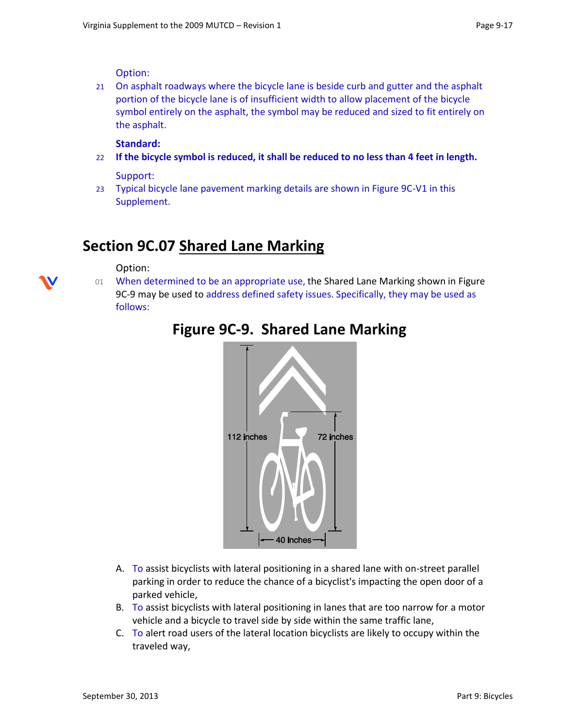Option:

21 On asphalt roadways where the bicycle lane is beside curb and gutter and the asphalt portion of the bicycle lane is of insufficient width to allow placement of the bicycle symbol entirely on the asphalt, the symbol may be reduced and sized to fit entirely on the asphalt.

**Standard:**

22 **If the bicycle symbol is reduced, it shall be reduced to no less than 4 feet in length.**

Support:

23 Typical bicycle lane pavement marking details are shown in Figure 9C-V1 in this Supplement.

## Section 9C.07 Shared Lane Marking

Option:

01 When determined to be an appropriate use, the Shared Lane Marking shown in Figure 9C-9 may be used to address defined safety issues. Specifically, they may be used as follows:

**Figure 9C-9. Shared Lane Marking**

112 inches

72 inches

40 Inches

A. To assist bicyclists with lateral positioning in a shared lane with on-street parallel parking in order to reduce the chance of a bicyclist's impacting the open door of a parked vehicle,

B. To assist bicyclists with lateral positioning in lanes that are too narrow for a motor vehicle and a bicycle to travel side by side within the same traffic lane,

C. To alert road users of the lateral location bicyclists are likely to occupy within the traveled way,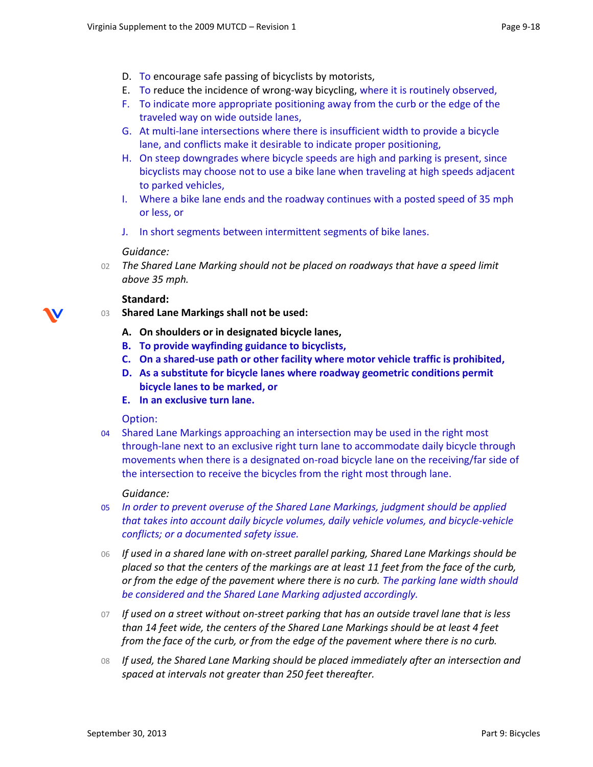D. To encourage safe passing of bicyclists by motorists,
E. To reduce the incidence of wrong-way bicycling, where it is routinely observed,
F. To indicate more appropriate positioning away from the curb or the edge of the traveled way on wide outside lanes,
G. At multi-lane intersections where there is insufficient width to provide a bicycle lane, and conflicts make it desirable to indicate proper positioning,
H. On steep downgrades where bicycle speeds are high and parking is present, since bicyclists may choose not to use a bike lane when traveling at high speeds adjacent to parked vehicles,
I. Where a bike lane ends and the roadway continues with a posted speed of 35 mph or less, or
J. In short segments between intermittent segments of bike lanes.

*Guidance:*

02 *The Shared Lane Marking should not be placed on roadways that have a speed limit above 35 mph.*

**Standard:**

03 **Shared Lane Markings shall not be used:**

**A. On shoulders or in designated bicycle lanes,**
**B. To provide wayfinding guidance to bicyclists,**
**C. On a shared-use path or other facility where motor vehicle traffic is prohibited,**
**D. As a substitute for bicycle lanes where roadway geometric conditions permit bicycle lanes to be marked, or**
**E. In an exclusive turn lane.**

Option:

04 Shared Lane Markings approaching an intersection may be used in the right most through-lane next to an exclusive right turn lane to accommodate daily bicycle through movements when there is a designated on-road bicycle lane on the receiving/far side of the intersection to receive the bicycles from the right most through lane.

*Guidance:*

05 *In order to prevent overuse of the Shared Lane Markings, judgment should be applied that takes into account daily bicycle volumes, daily vehicle volumes, and bicycle-vehicle conflicts; or a documented safety issue.*

06 *If used in a shared lane with on-street parallel parking, Shared Lane Markings should be placed so that the centers of the markings are at least 11 feet from the face of the curb, or from the edge of the pavement where there is no curb. The parking lane width should be considered and the Shared Lane Marking adjusted accordingly.*

07 *If used on a street without on-street parking that has an outside travel lane that is less than 14 feet wide, the centers of the Shared Lane Markings should be at least 4 feet from the face of the curb, or from the edge of the pavement where there is no curb.*

08 *If used, the Shared Lane Marking should be placed immediately after an intersection and spaced at intervals not greater than 250 feet thereafter.*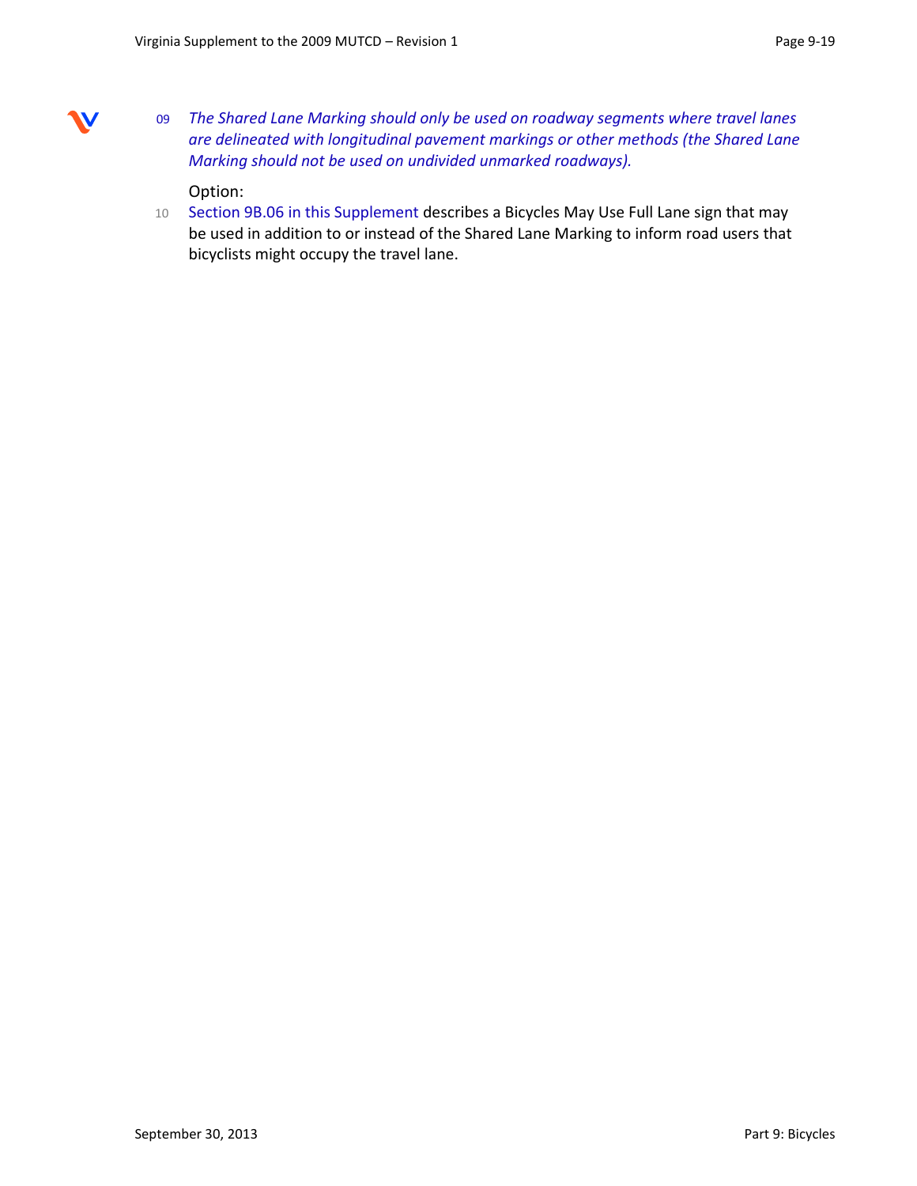09 *The Shared Lane Marking should only be used on roadway segments where travel lanes are delineated with longitudinal pavement markings or other methods (the Shared Lane Marking should not be used on undivided unmarked roadways).*

Option:

10 Section 9B.06 in this Supplement describes a Bicycles May Use Full Lane sign that may be used in addition to or instead of the Shared Lane Marking to inform road users that bicyclists might occupy the travel lane.